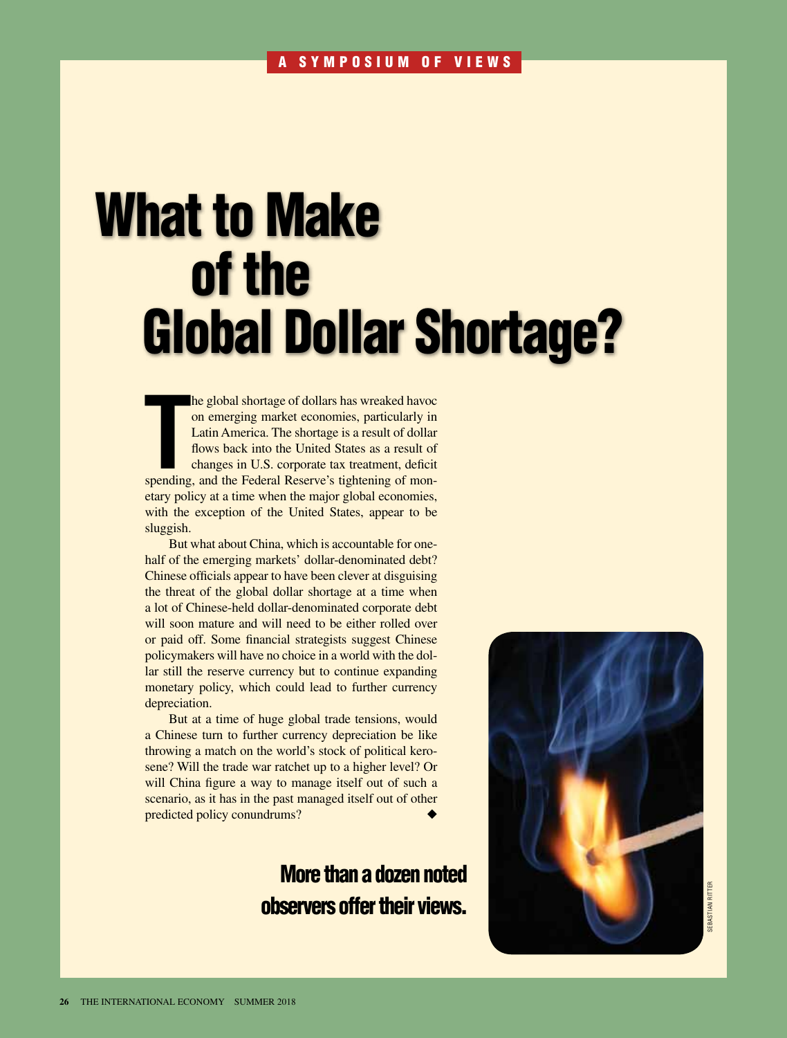A SYMPOSIUM OF VIEWS

# What to Make of the Global Dollar Shortage?

The global shortage of dollars has wreaked havoc on emerging market economies, particularly in Latin America. The shortage is a result of dollar flows back into the United States as a result of changes in U.S. corporate tax treatment, deficit spending, and the Federal Reserve's tightening of monetary policy at a time when the major global economies, with the exception of the United States, appear to be sluggish.

But what about China, which is accountable for one-half of the emerging markets' dollar-denominated debt? Chinese officials appear to have been clever at disguising the threat of the global dollar shortage at a time when a lot of Chinese-held dollar-denominated corporate debt will soon mature and will need to be either rolled over or paid off. Some financial strategists suggest Chinese policymakers will have no choice in a world with the dollar still the reserve currency but to continue expanding monetary policy, which could lead to further currency depreciation.

But at a time of huge global trade tensions, would a Chinese turn to further currency depreciation be like throwing a match on the world's stock of political kerosene? Will the trade war ratchet up to a higher level? Or will China figure a way to manage itself out of such a scenario, as it has in the past managed itself out of other predicted policy conundrums? ◆

**More than a dozen noted observers offer their views.**

SEBASTIAN RITTER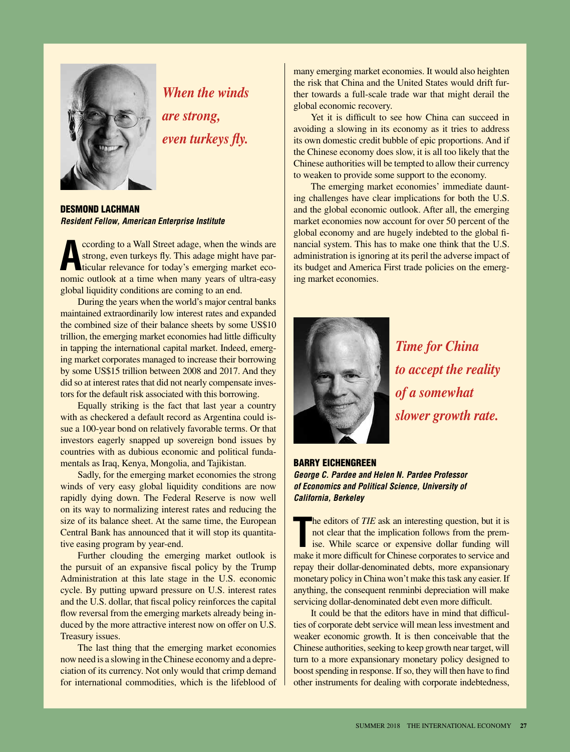*When the winds are strong, even turkeys fly.*

**DESMOND LACHMAN**
***Resident Fellow, American Enterprise Institute***

According to a Wall Street adage, when the winds are strong, even turkeys fly. This adage might have particular relevance for today's emerging market economic outlook at a time when many years of ultra-easy global liquidity conditions are coming to an end.

During the years when the world's major central banks maintained extraordinarily low interest rates and expanded the combined size of their balance sheets by some US$10 trillion, the emerging market economies had little difficulty in tapping the international capital market. Indeed, emerging market corporates managed to increase their borrowing by some US$15 trillion between 2008 and 2017. And they did so at interest rates that did not nearly compensate investors for the default risk associated with this borrowing.

Equally striking is the fact that last year a country with as checkered a default record as Argentina could issue a 100-year bond on relatively favorable terms. Or that investors eagerly snapped up sovereign bond issues by countries with as dubious economic and political fundamentals as Iraq, Kenya, Mongolia, and Tajikistan.

Sadly, for the emerging market economies the strong winds of very easy global liquidity conditions are now rapidly dying down. The Federal Reserve is now well on its way to normalizing interest rates and reducing the size of its balance sheet. At the same time, the European Central Bank has announced that it will stop its quantitative easing program by year-end.

Further clouding the emerging market outlook is the pursuit of an expansive fiscal policy by the Trump Administration at this late stage in the U.S. economic cycle. By putting upward pressure on U.S. interest rates and the U.S. dollar, that fiscal policy reinforces the capital flow reversal from the emerging markets already being induced by the more attractive interest now on offer on U.S. Treasury issues.

The last thing that the emerging market economies now need is a slowing in the Chinese economy and a depreciation of its currency. Not only would that crimp demand for international commodities, which is the lifeblood of many emerging market economies. It would also heighten the risk that China and the United States would drift further towards a full-scale trade war that might derail the global economic recovery.

Yet it is difficult to see how China can succeed in avoiding a slowing in its economy as it tries to address its own domestic credit bubble of epic proportions. And if the Chinese economy does slow, it is all too likely that the Chinese authorities will be tempted to allow their currency to weaken to provide some support to the economy.

The emerging market economies' immediate daunting challenges have clear implications for both the U.S. and the global economic outlook. After all, the emerging market economies now account for over 50 percent of the global economy and are hugely indebted to the global financial system. This has to make one think that the U.S. administration is ignoring at its peril the adverse impact of its budget and America First trade policies on the emerging market economies.

*Time for China to accept the reality of a somewhat slower growth rate.*

**BARRY EICHENGREEN**
***George C. Pardee and Helen N. Pardee Professor of Economics and Political Science, University of California, Berkeley***

The editors of *TIE* ask an interesting question, but it is not clear that the implication follows from the premise. While scarce or expensive dollar funding will make it more difficult for Chinese corporates to service and repay their dollar-denominated debts, more expansionary monetary policy in China won't make this task any easier. If anything, the consequent renminbi depreciation will make servicing dollar-denominated debt even more difficult.

It could be that the editors have in mind that difficulties of corporate debt service will mean less investment and weaker economic growth. It is then conceivable that the Chinese authorities, seeking to keep growth near target, will turn to a more expansionary monetary policy designed to boost spending in response. If so, they will then have to find other instruments for dealing with corporate indebtedness,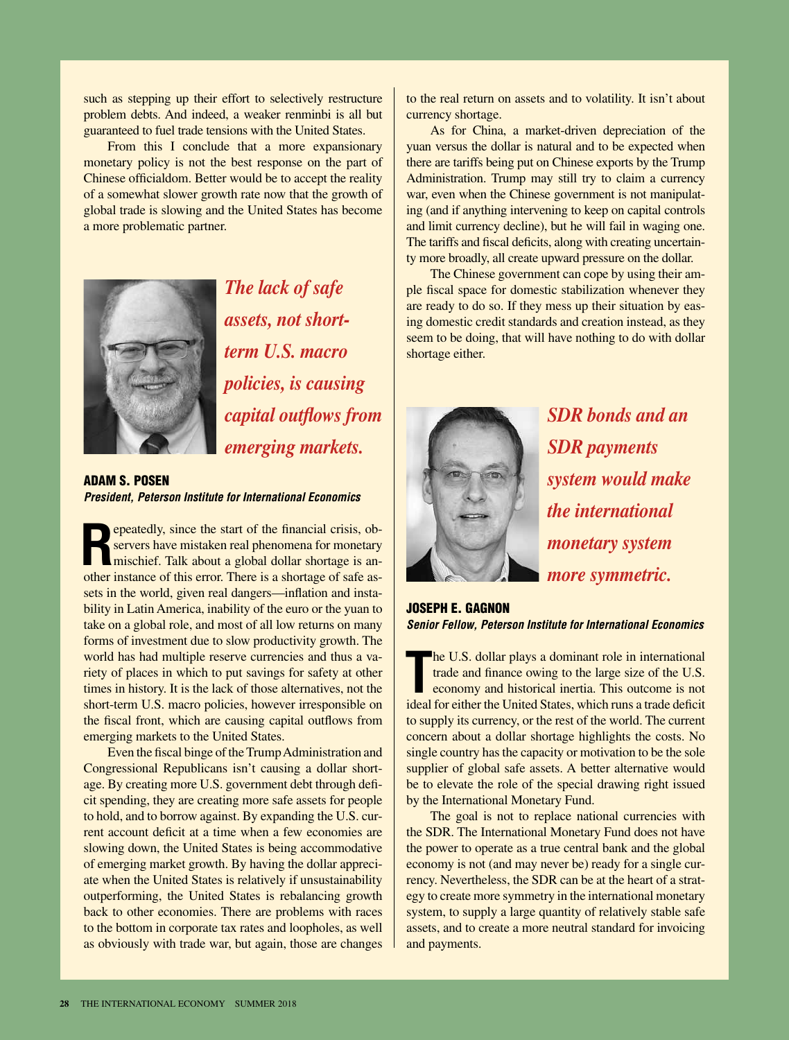such as stepping up their effort to selectively restructure problem debts. And indeed, a weaker renminbi is all but guaranteed to fuel trade tensions with the United States.

From this I conclude that a more expansionary monetary policy is not the best response on the part of Chinese officialdom. Better would be to accept the reality of a somewhat slower growth rate now that the growth of global trade is slowing and the United States has become a more problematic partner.

*The lack of safe assets, not short-term U.S. macro policies, is causing capital outflows from emerging markets.*

**ADAM S. POSEN**
***President, Peterson Institute for International Economics***

Repeatedly, since the start of the financial crisis, observers have mistaken real phenomena for monetary mischief. Talk about a global dollar shortage is another instance of this error. There is a shortage of safe assets in the world, given real dangers—inflation and instability in Latin America, inability of the euro or the yuan to take on a global role, and most of all low returns on many forms of investment due to slow productivity growth. The world has had multiple reserve currencies and thus a variety of places in which to put savings for safety at other times in history. It is the lack of those alternatives, not the short-term U.S. macro policies, however irresponsible on the fiscal front, which are causing capital outflows from emerging markets to the United States.

Even the fiscal binge of the Trump Administration and Congressional Republicans isn't causing a dollar shortage. By creating more U.S. government debt through deficit spending, they are creating more safe assets for people to hold, and to borrow against. By expanding the U.S. current account deficit at a time when a few economies are slowing down, the United States is being accommodative of emerging market growth. By having the dollar appreciate when the United States is relatively if unsustainability outperforming, the United States is rebalancing growth back to other economies. There are problems with races to the bottom in corporate tax rates and loopholes, as well as obviously with trade war, but again, those are changes to the real return on assets and to volatility. It isn't about currency shortage.

As for China, a market-driven depreciation of the yuan versus the dollar is natural and to be expected when there are tariffs being put on Chinese exports by the Trump Administration. Trump may still try to claim a currency war, even when the Chinese government is not manipulating (and if anything intervening to keep on capital controls and limit currency decline), but he will fail in waging one. The tariffs and fiscal deficits, along with creating uncertainty more broadly, all create upward pressure on the dollar.

The Chinese government can cope by using their ample fiscal space for domestic stabilization whenever they are ready to do so. If they mess up their situation by easing domestic credit standards and creation instead, as they seem to be doing, that will have nothing to do with dollar shortage either.

*SDR bonds and an SDR payments system would make the international monetary system more symmetric.*

**JOSEPH E. GAGNON**
***Senior Fellow, Peterson Institute for International Economics***

The U.S. dollar plays a dominant role in international trade and finance owing to the large size of the U.S. economy and historical inertia. This outcome is not ideal for either the United States, which runs a trade deficit to supply its currency, or the rest of the world. The current concern about a dollar shortage highlights the costs. No single country has the capacity or motivation to be the sole supplier of global safe assets. A better alternative would be to elevate the role of the special drawing right issued by the International Monetary Fund.

The goal is not to replace national currencies with the SDR. The International Monetary Fund does not have the power to operate as a true central bank and the global economy is not (and may never be) ready for a single currency. Nevertheless, the SDR can be at the heart of a strategy to create more symmetry in the international monetary system, to supply a large quantity of relatively stable safe assets, and to create a more neutral standard for invoicing and payments.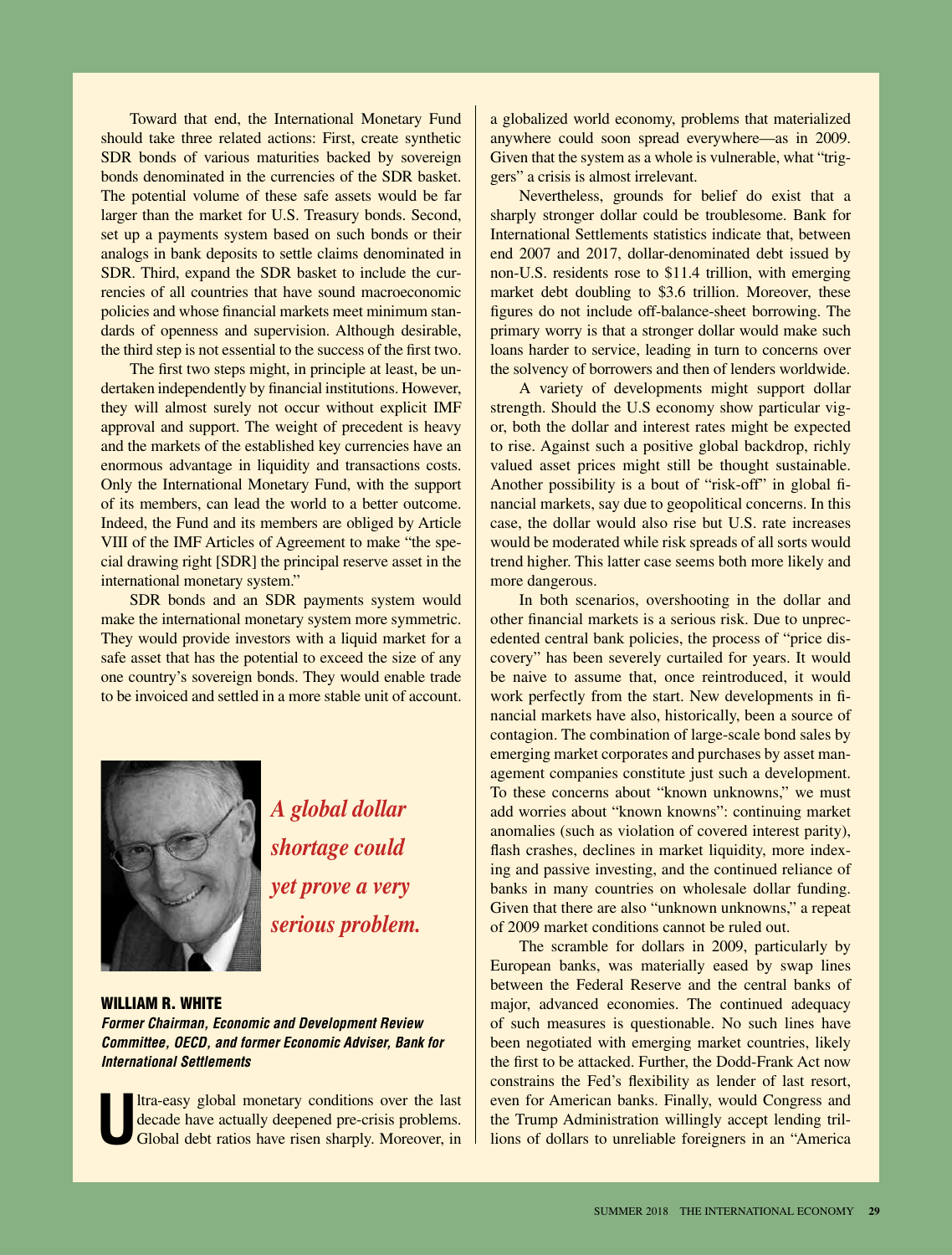Toward that end, the International Monetary Fund should take three related actions: First, create synthetic SDR bonds of various maturities backed by sovereign bonds denominated in the currencies of the SDR basket. The potential volume of these safe assets would be far larger than the market for U.S. Treasury bonds. Second, set up a payments system based on such bonds or their analogs in bank deposits to settle claims denominated in SDR. Third, expand the SDR basket to include the currencies of all countries that have sound macroeconomic policies and whose financial markets meet minimum standards of openness and supervision. Although desirable, the third step is not essential to the success of the first two.

The first two steps might, in principle at least, be undertaken independently by financial institutions. However, they will almost surely not occur without explicit IMF approval and support. The weight of precedent is heavy and the markets of the established key currencies have an enormous advantage in liquidity and transactions costs. Only the International Monetary Fund, with the support of its members, can lead the world to a better outcome. Indeed, the Fund and its members are obliged by Article VIII of the IMF Articles of Agreement to make "the special drawing right [SDR] the principal reserve asset in the international monetary system."

SDR bonds and an SDR payments system would make the international monetary system more symmetric. They would provide investors with a liquid market for a safe asset that has the potential to exceed the size of any one country's sovereign bonds. They would enable trade to be invoiced and settled in a more stable unit of account.

***A global dollar shortage could yet prove a very serious problem.***

**WILLIAM R. WHITE**
***Former Chairman, Economic and Development Review Committee, OECD, and former Economic Adviser, Bank for International Settlements***

Ultra-easy global monetary conditions over the last decade have actually deepened pre-crisis problems. Global debt ratios have risen sharply. Moreover, in a globalized world economy, problems that materialized anywhere could soon spread everywhere—as in 2009. Given that the system as a whole is vulnerable, what "triggers" a crisis is almost irrelevant.

Nevertheless, grounds for belief do exist that a sharply stronger dollar could be troublesome. Bank for International Settlements statistics indicate that, between end 2007 and 2017, dollar-denominated debt issued by non-U.S. residents rose to $11.4 trillion, with emerging market debt doubling to $3.6 trillion. Moreover, these figures do not include off-balance-sheet borrowing. The primary worry is that a stronger dollar would make such loans harder to service, leading in turn to concerns over the solvency of borrowers and then of lenders worldwide.

A variety of developments might support dollar strength. Should the U.S economy show particular vigor, both the dollar and interest rates might be expected to rise. Against such a positive global backdrop, richly valued asset prices might still be thought sustainable. Another possibility is a bout of "risk-off" in global financial markets, say due to geopolitical concerns. In this case, the dollar would also rise but U.S. rate increases would be moderated while risk spreads of all sorts would trend higher. This latter case seems both more likely and more dangerous.

In both scenarios, overshooting in the dollar and other financial markets is a serious risk. Due to unprecedented central bank policies, the process of "price discovery" has been severely curtailed for years. It would be naive to assume that, once reintroduced, it would work perfectly from the start. New developments in financial markets have also, historically, been a source of contagion. The combination of large-scale bond sales by emerging market corporates and purchases by asset management companies constitute just such a development. To these concerns about "known unknowns," we must add worries about "known knowns": continuing market anomalies (such as violation of covered interest parity), flash crashes, declines in market liquidity, more indexing and passive investing, and the continued reliance of banks in many countries on wholesale dollar funding. Given that there are also "unknown unknowns," a repeat of 2009 market conditions cannot be ruled out.

The scramble for dollars in 2009, particularly by European banks, was materially eased by swap lines between the Federal Reserve and the central banks of major, advanced economies. The continued adequacy of such measures is questionable. No such lines have been negotiated with emerging market countries, likely the first to be attacked. Further, the Dodd-Frank Act now constrains the Fed's flexibility as lender of last resort, even for American banks. Finally, would Congress and the Trump Administration willingly accept lending trillions of dollars to unreliable foreigners in an "America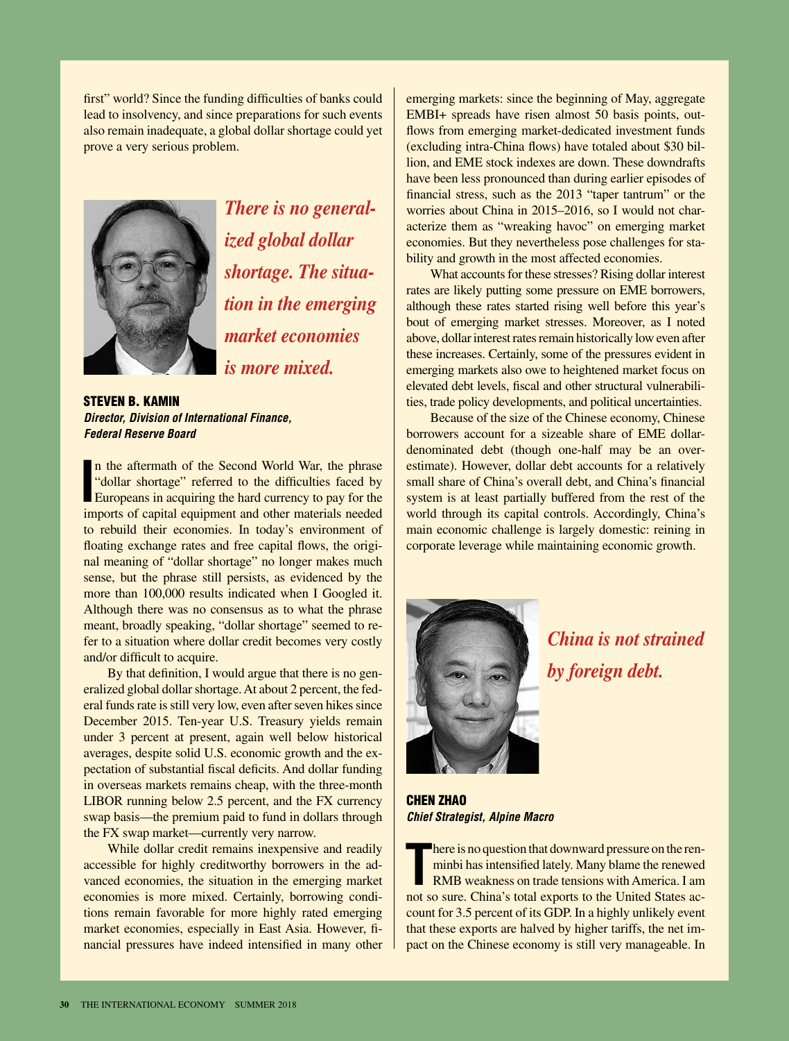first" world? Since the funding difficulties of banks could lead to insolvency, and since preparations for such events also remain inadequate, a global dollar shortage could yet prove a very serious problem.

***There is no generalized global dollar shortage. The situation in the emerging market economies is more mixed.***

**STEVEN B. KAMIN**
***Director, Division of International Finance, Federal Reserve Board***

In the aftermath of the Second World War, the phrase "dollar shortage" referred to the difficulties faced by Europeans in acquiring the hard currency to pay for the imports of capital equipment and other materials needed to rebuild their economies. In today's environment of floating exchange rates and free capital flows, the original meaning of "dollar shortage" no longer makes much sense, but the phrase still persists, as evidenced by the more than 100,000 results indicated when I Googled it. Although there was no consensus as to what the phrase meant, broadly speaking, "dollar shortage" seemed to refer to a situation where dollar credit becomes very costly and/or difficult to acquire.

By that definition, I would argue that there is no generalized global dollar shortage. At about 2 percent, the federal funds rate is still very low, even after seven hikes since December 2015. Ten-year U.S. Treasury yields remain under 3 percent at present, again well below historical averages, despite solid U.S. economic growth and the expectation of substantial fiscal deficits. And dollar funding in overseas markets remains cheap, with the three-month LIBOR running below 2.5 percent, and the FX currency swap basis—the premium paid to fund in dollars through the FX swap market—currently very narrow.

While dollar credit remains inexpensive and readily accessible for highly creditworthy borrowers in the advanced economies, the situation in the emerging market economies is more mixed. Certainly, borrowing conditions remain favorable for more highly rated emerging market economies, especially in East Asia. However, financial pressures have indeed intensified in many other emerging markets: since the beginning of May, aggregate EMBI+ spreads have risen almost 50 basis points, outflows from emerging market-dedicated investment funds (excluding intra-China flows) have totaled about $30 billion, and EME stock indexes are down. These downdrafts have been less pronounced than during earlier episodes of financial stress, such as the 2013 "taper tantrum" or the worries about China in 2015–2016, so I would not characterize them as "wreaking havoc" on emerging market economies. But they nevertheless pose challenges for stability and growth in the most affected economies.

What accounts for these stresses? Rising dollar interest rates are likely putting some pressure on EME borrowers, although these rates started rising well before this year's bout of emerging market stresses. Moreover, as I noted above, dollar interest rates remain historically low even after these increases. Certainly, some of the pressures evident in emerging markets also owe to heightened market focus on elevated debt levels, fiscal and other structural vulnerabilities, trade policy developments, and political uncertainties.

Because of the size of the Chinese economy, Chinese borrowers account for a sizeable share of EME dollar-denominated debt (though one-half may be an overestimate). However, dollar debt accounts for a relatively small share of China's overall debt, and China's financial system is at least partially buffered from the rest of the world through its capital controls. Accordingly, China's main economic challenge is largely domestic: reining in corporate leverage while maintaining economic growth.

***China is not strained by foreign debt.***

**CHEN ZHAO**
***Chief Strategist, Alpine Macro***

There is no question that downward pressure on the renminbi has intensified lately. Many blame the renewed RMB weakness on trade tensions with America. I am not so sure. China's total exports to the United States account for 3.5 percent of its GDP. In a highly unlikely event that these exports are halved by higher tariffs, the net impact on the Chinese economy is still very manageable. In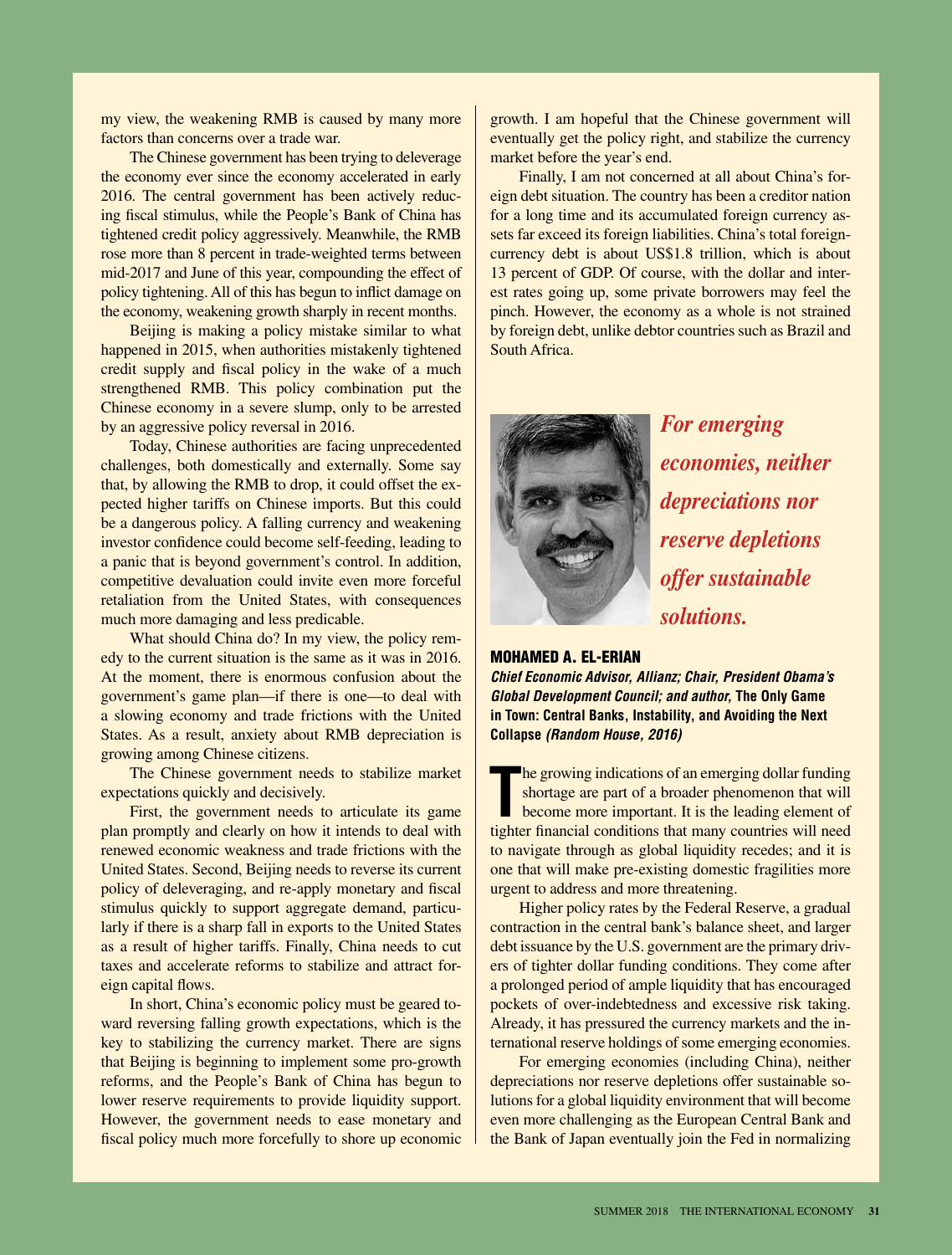my view, the weakening RMB is caused by many more factors than concerns over a trade war.

The Chinese government has been trying to deleverage the economy ever since the economy accelerated in early 2016. The central government has been actively reducing fiscal stimulus, while the People's Bank of China has tightened credit policy aggressively. Meanwhile, the RMB rose more than 8 percent in trade-weighted terms between mid-2017 and June of this year, compounding the effect of policy tightening. All of this has begun to inflict damage on the economy, weakening growth sharply in recent months.

Beijing is making a policy mistake similar to what happened in 2015, when authorities mistakenly tightened credit supply and fiscal policy in the wake of a much strengthened RMB. This policy combination put the Chinese economy in a severe slump, only to be arrested by an aggressive policy reversal in 2016.

Today, Chinese authorities are facing unprecedented challenges, both domestically and externally. Some say that, by allowing the RMB to drop, it could offset the expected higher tariffs on Chinese imports. But this could be a dangerous policy. A falling currency and weakening investor confidence could become self-feeding, leading to a panic that is beyond government's control. In addition, competitive devaluation could invite even more forceful retaliation from the United States, with consequences much more damaging and less predicable.

What should China do? In my view, the policy remedy to the current situation is the same as it was in 2016. At the moment, there is enormous confusion about the government's game plan—if there is one—to deal with a slowing economy and trade frictions with the United States. As a result, anxiety about RMB depreciation is growing among Chinese citizens.

The Chinese government needs to stabilize market expectations quickly and decisively.

First, the government needs to articulate its game plan promptly and clearly on how it intends to deal with renewed economic weakness and trade frictions with the United States. Second, Beijing needs to reverse its current policy of deleveraging, and re-apply monetary and fiscal stimulus quickly to support aggregate demand, particularly if there is a sharp fall in exports to the United States as a result of higher tariffs. Finally, China needs to cut taxes and accelerate reforms to stabilize and attract foreign capital flows.

In short, China's economic policy must be geared toward reversing falling growth expectations, which is the key to stabilizing the currency market. There are signs that Beijing is beginning to implement some pro-growth reforms, and the People's Bank of China has begun to lower reserve requirements to provide liquidity support. However, the government needs to ease monetary and fiscal policy much more forcefully to shore up economic growth. I am hopeful that the Chinese government will eventually get the policy right, and stabilize the currency market before the year's end.

Finally, I am not concerned at all about China's foreign debt situation. The country has been a creditor nation for a long time and its accumulated foreign currency assets far exceed its foreign liabilities. China's total foreign-currency debt is about US$1.8 trillion, which is about 13 percent of GDP. Of course, with the dollar and interest rates going up, some private borrowers may feel the pinch. However, the economy as a whole is not strained by foreign debt, unlike debtor countries such as Brazil and South Africa.

***For emerging economies, neither depreciations nor reserve depletions offer sustainable solutions.***

## MOHAMED A. EL-ERIAN

***Chief Economic Advisor, Allianz; Chair, President Obama's Global Development Council; and author,* The Only Game in Town: Central Banks, Instability, and Avoiding the Next Collapse *(Random House, 2016)***

The growing indications of an emerging dollar funding shortage are part of a broader phenomenon that will become more important. It is the leading element of tighter financial conditions that many countries will need to navigate through as global liquidity recedes; and it is one that will make pre-existing domestic fragilities more urgent to address and more threatening.

Higher policy rates by the Federal Reserve, a gradual contraction in the central bank's balance sheet, and larger debt issuance by the U.S. government are the primary drivers of tighter dollar funding conditions. They come after a prolonged period of ample liquidity that has encouraged pockets of over-indebtedness and excessive risk taking. Already, it has pressured the currency markets and the international reserve holdings of some emerging economies.

For emerging economies (including China), neither depreciations nor reserve depletions offer sustainable solutions for a global liquidity environment that will become even more challenging as the European Central Bank and the Bank of Japan eventually join the Fed in normalizing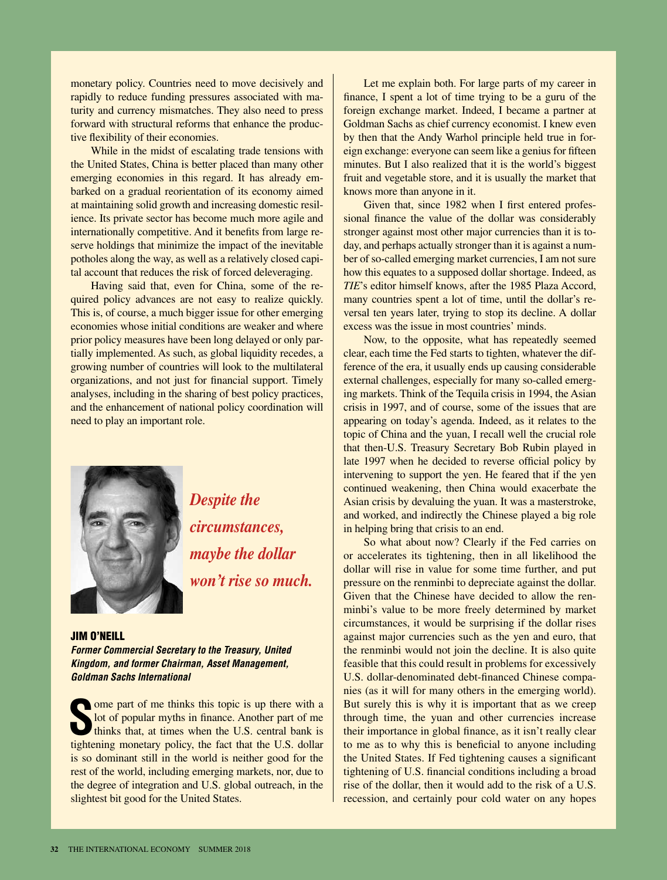monetary policy. Countries need to move decisively and rapidly to reduce funding pressures associated with maturity and currency mismatches. They also need to press forward with structural reforms that enhance the productive flexibility of their economies.

While in the midst of escalating trade tensions with the United States, China is better placed than many other emerging economies in this regard. It has already embarked on a gradual reorientation of its economy aimed at maintaining solid growth and increasing domestic resilience. Its private sector has become much more agile and internationally competitive. And it benefits from large reserve holdings that minimize the impact of the inevitable potholes along the way, as well as a relatively closed capital account that reduces the risk of forced deleveraging.

Having said that, even for China, some of the required policy advances are not easy to realize quickly. This is, of course, a much bigger issue for other emerging economies whose initial conditions are weaker and where prior policy measures have been long delayed or only partially implemented. As such, as global liquidity recedes, a growing number of countries will look to the multilateral organizations, and not just for financial support. Timely analyses, including in the sharing of best policy practices, and the enhancement of national policy coordination will need to play an important role.

***Despite the circumstances, maybe the dollar won't rise so much.***

## JIM O'NEILL

***Former Commercial Secretary to the Treasury, United Kingdom, and former Chairman, Asset Management, Goldman Sachs International***

Some part of me thinks this topic is up there with a lot of popular myths in finance. Another part of me thinks that, at times when the U.S. central bank is tightening monetary policy, the fact that the U.S. dollar is so dominant still in the world is neither good for the rest of the world, including emerging markets, nor, due to the degree of integration and U.S. global outreach, in the slightest bit good for the United States.

Let me explain both. For large parts of my career in finance, I spent a lot of time trying to be a guru of the foreign exchange market. Indeed, I became a partner at Goldman Sachs as chief currency economist. I knew even by then that the Andy Warhol principle held true in foreign exchange: everyone can seem like a genius for fifteen minutes. But I also realized that it is the world's biggest fruit and vegetable store, and it is usually the market that knows more than anyone in it.

Given that, since 1982 when I first entered professional finance the value of the dollar was considerably stronger against most other major currencies than it is today, and perhaps actually stronger than it is against a number of so-called emerging market currencies, I am not sure how this equates to a supposed dollar shortage. Indeed, as *TIE*'s editor himself knows, after the 1985 Plaza Accord, many countries spent a lot of time, until the dollar's reversal ten years later, trying to stop its decline. A dollar excess was the issue in most countries' minds.

Now, to the opposite, what has repeatedly seemed clear, each time the Fed starts to tighten, whatever the difference of the era, it usually ends up causing considerable external challenges, especially for many so-called emerging markets. Think of the Tequila crisis in 1994, the Asian crisis in 1997, and of course, some of the issues that are appearing on today's agenda. Indeed, as it relates to the topic of China and the yuan, I recall well the crucial role that then-U.S. Treasury Secretary Bob Rubin played in late 1997 when he decided to reverse official policy by intervening to support the yen. He feared that if the yen continued weakening, then China would exacerbate the Asian crisis by devaluing the yuan. It was a masterstroke, and worked, and indirectly the Chinese played a big role in helping bring that crisis to an end.

So what about now? Clearly if the Fed carries on or accelerates its tightening, then in all likelihood the dollar will rise in value for some time further, and put pressure on the renminbi to depreciate against the dollar. Given that the Chinese have decided to allow the renminbi's value to be more freely determined by market circumstances, it would be surprising if the dollar rises against major currencies such as the yen and euro, that the renminbi would not join the decline. It is also quite feasible that this could result in problems for excessively U.S. dollar-denominated debt-financed Chinese companies (as it will for many others in the emerging world). But surely this is why it is important that as we creep through time, the yuan and other currencies increase their importance in global finance, as it isn't really clear to me as to why this is beneficial to anyone including the United States. If Fed tightening causes a significant tightening of U.S. financial conditions including a broad rise of the dollar, then it would add to the risk of a U.S. recession, and certainly pour cold water on any hopes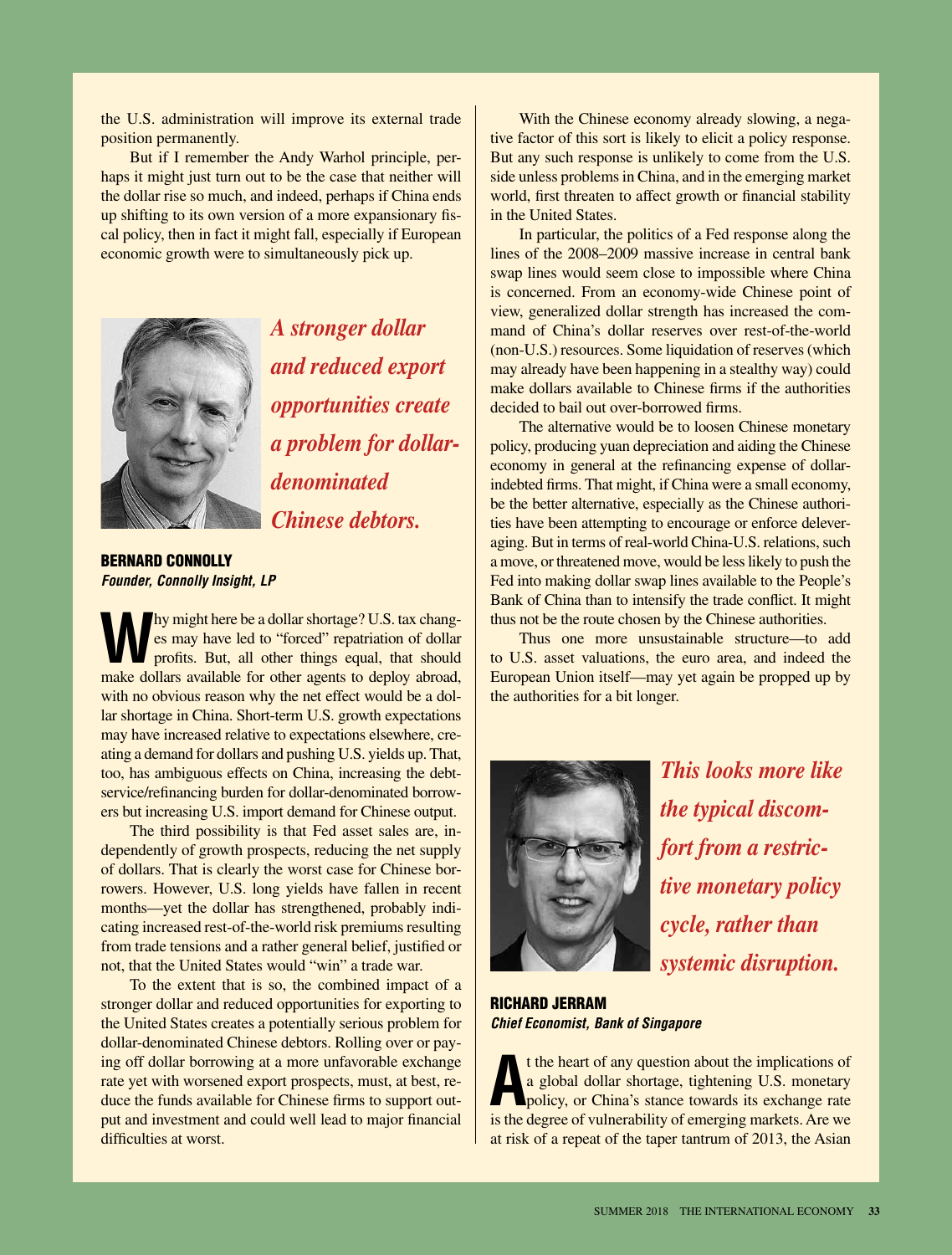the U.S. administration will improve its external trade position permanently.

But if I remember the Andy Warhol principle, perhaps it might just turn out to be the case that neither will the dollar rise so much, and indeed, perhaps if China ends up shifting to its own version of a more expansionary fiscal policy, then in fact it might fall, especially if European economic growth were to simultaneously pick up.

***A stronger dollar and reduced export opportunities create a problem for dollar-denominated Chinese debtors.***

## BERNARD CONNOLLY
***Founder, Connolly Insight, LP***

Why might here be a dollar shortage? U.S. tax changes may have led to "forced" repatriation of dollar profits. But, all other things equal, that should make dollars available for other agents to deploy abroad, with no obvious reason why the net effect would be a dollar shortage in China. Short-term U.S. growth expectations may have increased relative to expectations elsewhere, creating a demand for dollars and pushing U.S. yields up. That, too, has ambiguous effects on China, increasing the debt-service/refinancing burden for dollar-denominated borrowers but increasing U.S. import demand for Chinese output.

The third possibility is that Fed asset sales are, independently of growth prospects, reducing the net supply of dollars. That is clearly the worst case for Chinese borrowers. However, U.S. long yields have fallen in recent months—yet the dollar has strengthened, probably indicating increased rest-of-the-world risk premiums resulting from trade tensions and a rather general belief, justified or not, that the United States would "win" a trade war.

To the extent that is so, the combined impact of a stronger dollar and reduced opportunities for exporting to the United States creates a potentially serious problem for dollar-denominated Chinese debtors. Rolling over or paying off dollar borrowing at a more unfavorable exchange rate yet with worsened export prospects, must, at best, reduce the funds available for Chinese firms to support output and investment and could well lead to major financial difficulties at worst.

With the Chinese economy already slowing, a negative factor of this sort is likely to elicit a policy response. But any such response is unlikely to come from the U.S. side unless problems in China, and in the emerging market world, first threaten to affect growth or financial stability in the United States.

In particular, the politics of a Fed response along the lines of the 2008–2009 massive increase in central bank swap lines would seem close to impossible where China is concerned. From an economy-wide Chinese point of view, generalized dollar strength has increased the command of China's dollar reserves over rest-of-the-world (non-U.S.) resources. Some liquidation of reserves (which may already have been happening in a stealthy way) could make dollars available to Chinese firms if the authorities decided to bail out over-borrowed firms.

The alternative would be to loosen Chinese monetary policy, producing yuan depreciation and aiding the Chinese economy in general at the refinancing expense of dollar-indebted firms. That might, if China were a small economy, be the better alternative, especially as the Chinese authorities have been attempting to encourage or enforce deleveraging. But in terms of real-world China-U.S. relations, such a move, or threatened move, would be less likely to push the Fed into making dollar swap lines available to the People's Bank of China than to intensify the trade conflict. It might thus not be the route chosen by the Chinese authorities.

Thus one more unsustainable structure—to add to U.S. asset valuations, the euro area, and indeed the European Union itself—may yet again be propped up by the authorities for a bit longer.

***This looks more like the typical discomfort from a restrictive monetary policy cycle, rather than systemic disruption.***

## RICHARD JERRAM
***Chief Economist, Bank of Singapore***

At the heart of any question about the implications of a global dollar shortage, tightening U.S. monetary policy, or China's stance towards its exchange rate is the degree of vulnerability of emerging markets. Are we at risk of a repeat of the taper tantrum of 2013, the Asian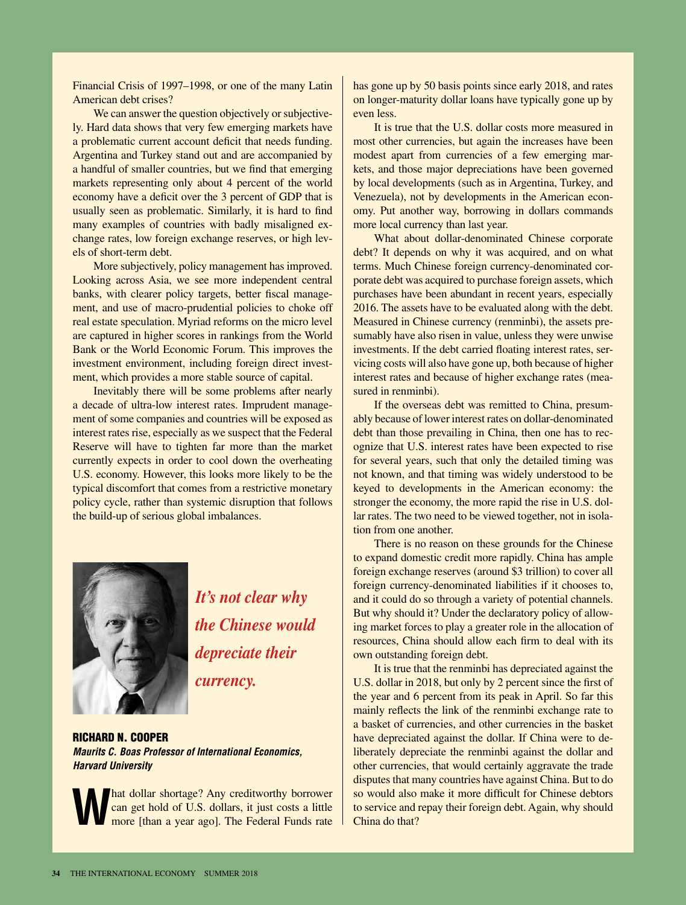Financial Crisis of 1997–1998, or one of the many Latin American debt crises?

We can answer the question objectively or subjectively. Hard data shows that very few emerging markets have a problematic current account deficit that needs funding. Argentina and Turkey stand out and are accompanied by a handful of smaller countries, but we find that emerging markets representing only about 4 percent of the world economy have a deficit over the 3 percent of GDP that is usually seen as problematic. Similarly, it is hard to find many examples of countries with badly misaligned exchange rates, low foreign exchange reserves, or high levels of short-term debt.

More subjectively, policy management has improved. Looking across Asia, we see more independent central banks, with clearer policy targets, better fiscal management, and use of macro-prudential policies to choke off real estate speculation. Myriad reforms on the micro level are captured in higher scores in rankings from the World Bank or the World Economic Forum. This improves the investment environment, including foreign direct investment, which provides a more stable source of capital.

Inevitably there will be some problems after nearly a decade of ultra-low interest rates. Imprudent management of some companies and countries will be exposed as interest rates rise, especially as we suspect that the Federal Reserve will have to tighten far more than the market currently expects in order to cool down the overheating U.S. economy. However, this looks more likely to be the typical discomfort that comes from a restrictive monetary policy cycle, rather than systemic disruption that follows the build-up of serious global imbalances.

*It's not clear why the Chinese would depreciate their currency.*

**RICHARD N. COOPER**
***Maurits C. Boas Professor of International Economics, Harvard University***

What dollar shortage? Any creditworthy borrower can get hold of U.S. dollars, it just costs a little more [than a year ago]. The Federal Funds rate has gone up by 50 basis points since early 2018, and rates on longer-maturity dollar loans have typically gone up by even less.

It is true that the U.S. dollar costs more measured in most other currencies, but again the increases have been modest apart from currencies of a few emerging markets, and those major depreciations have been governed by local developments (such as in Argentina, Turkey, and Venezuela), not by developments in the American economy. Put another way, borrowing in dollars commands more local currency than last year.

What about dollar-denominated Chinese corporate debt? It depends on why it was acquired, and on what terms. Much Chinese foreign currency-denominated corporate debt was acquired to purchase foreign assets, which purchases have been abundant in recent years, especially 2016. The assets have to be evaluated along with the debt. Measured in Chinese currency (renminbi), the assets presumably have also risen in value, unless they were unwise investments. If the debt carried floating interest rates, servicing costs will also have gone up, both because of higher interest rates and because of higher exchange rates (measured in renminbi).

If the overseas debt was remitted to China, presumably because of lower interest rates on dollar-denominated debt than those prevailing in China, then one has to recognize that U.S. interest rates have been expected to rise for several years, such that only the detailed timing was not known, and that timing was widely understood to be keyed to developments in the American economy: the stronger the economy, the more rapid the rise in U.S. dollar rates. The two need to be viewed together, not in isolation from one another.

There is no reason on these grounds for the Chinese to expand domestic credit more rapidly. China has ample foreign exchange reserves (around $3 trillion) to cover all foreign currency-denominated liabilities if it chooses to, and it could do so through a variety of potential channels. But why should it? Under the declaratory policy of allowing market forces to play a greater role in the allocation of resources, China should allow each firm to deal with its own outstanding foreign debt.

It is true that the renminbi has depreciated against the U.S. dollar in 2018, but only by 2 percent since the first of the year and 6 percent from its peak in April. So far this mainly reflects the link of the renminbi exchange rate to a basket of currencies, and other currencies in the basket have depreciated against the dollar. If China were to deliberately depreciate the renminbi against the dollar and other currencies, that would certainly aggravate the trade disputes that many countries have against China. But to do so would also make it more difficult for Chinese debtors to service and repay their foreign debt. Again, why should China do that?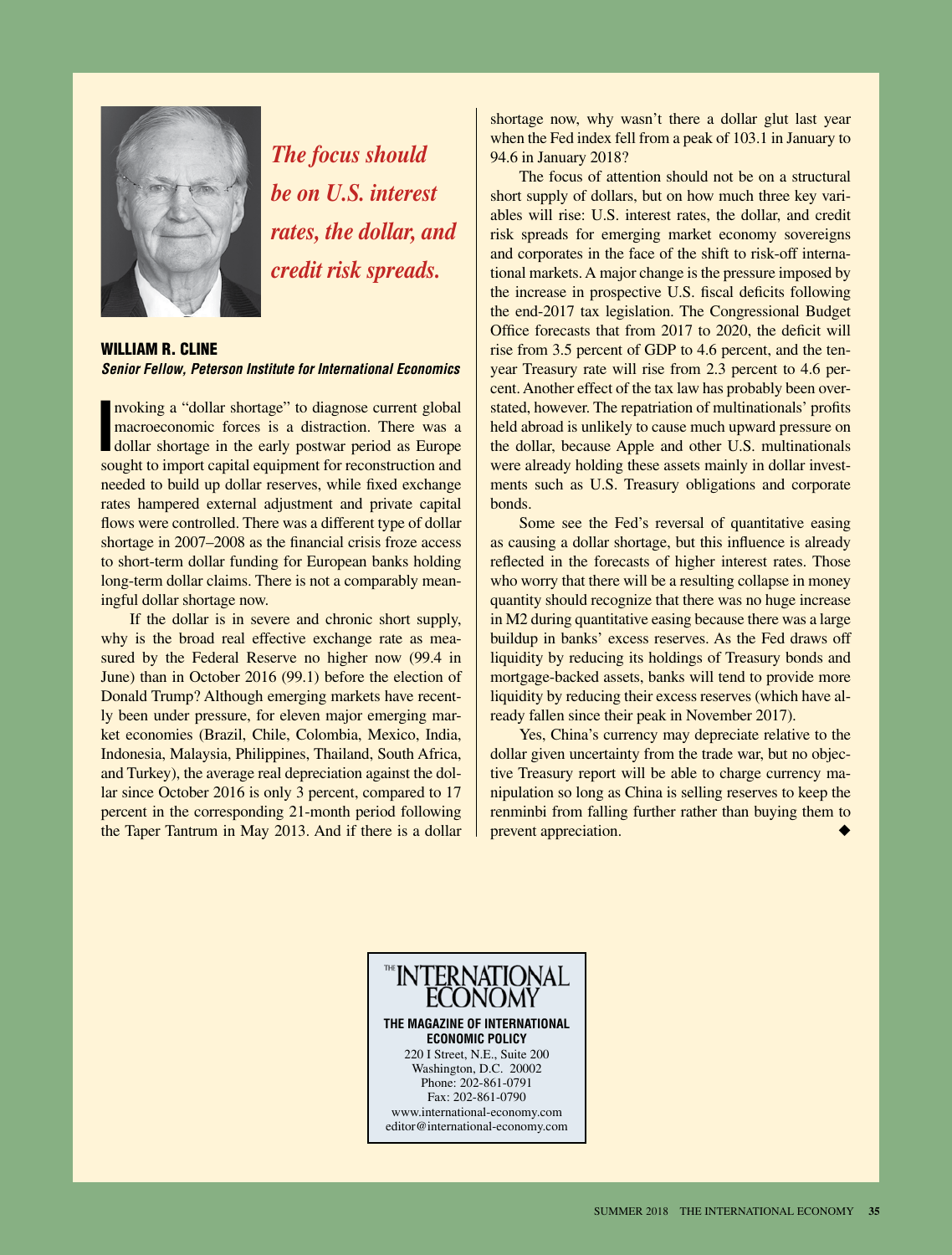*The focus should be on U.S. interest rates, the dollar, and credit risk spreads.*

**WILLIAM R. CLINE**
***Senior Fellow, Peterson Institute for International Economics***

Invoking a "dollar shortage" to diagnose current global macroeconomic forces is a distraction. There was a dollar shortage in the early postwar period as Europe sought to import capital equipment for reconstruction and needed to build up dollar reserves, while fixed exchange rates hampered external adjustment and private capital flows were controlled. There was a different type of dollar shortage in 2007–2008 as the financial crisis froze access to short-term dollar funding for European banks holding long-term dollar claims. There is not a comparably meaningful dollar shortage now.

If the dollar is in severe and chronic short supply, why is the broad real effective exchange rate as measured by the Federal Reserve no higher now (99.4 in June) than in October 2016 (99.1) before the election of Donald Trump? Although emerging markets have recently been under pressure, for eleven major emerging market economies (Brazil, Chile, Colombia, Mexico, India, Indonesia, Malaysia, Philippines, Thailand, South Africa, and Turkey), the average real depreciation against the dollar since October 2016 is only 3 percent, compared to 17 percent in the corresponding 21-month period following the Taper Tantrum in May 2013. And if there is a dollar shortage now, why wasn't there a dollar glut last year when the Fed index fell from a peak of 103.1 in January to 94.6 in January 2018?

The focus of attention should not be on a structural short supply of dollars, but on how much three key variables will rise: U.S. interest rates, the dollar, and credit risk spreads for emerging market economy sovereigns and corporates in the face of the shift to risk-off international markets. A major change is the pressure imposed by the increase in prospective U.S. fiscal deficits following the end-2017 tax legislation. The Congressional Budget Office forecasts that from 2017 to 2020, the deficit will rise from 3.5 percent of GDP to 4.6 percent, and the ten-year Treasury rate will rise from 2.3 percent to 4.6 percent. Another effect of the tax law has probably been overstated, however. The repatriation of multinationals' profits held abroad is unlikely to cause much upward pressure on the dollar, because Apple and other U.S. multinationals were already holding these assets mainly in dollar investments such as U.S. Treasury obligations and corporate bonds.

Some see the Fed's reversal of quantitative easing as causing a dollar shortage, but this influence is already reflected in the forecasts of higher interest rates. Those who worry that there will be a resulting collapse in money quantity should recognize that there was no huge increase in M2 during quantitative easing because there was a large buildup in banks' excess reserves. As the Fed draws off liquidity by reducing its holdings of Treasury bonds and mortgage-backed assets, banks will tend to provide more liquidity by reducing their excess reserves (which have already fallen since their peak in November 2017).

Yes, China's currency may depreciate relative to the dollar given uncertainty from the trade war, but no objective Treasury report will be able to charge currency manipulation so long as China is selling reserves to keep the renminbi from falling further rather than buying them to prevent appreciation. ◆

THE INTERNATIONAL ECONOMY

**THE MAGAZINE OF INTERNATIONAL ECONOMIC POLICY**

220 I Street, N.E., Suite 200
Washington, D.C. 20002
Phone: 202-861-0791
Fax: 202-861-0790
www.international-economy.com
editor@international-economy.com